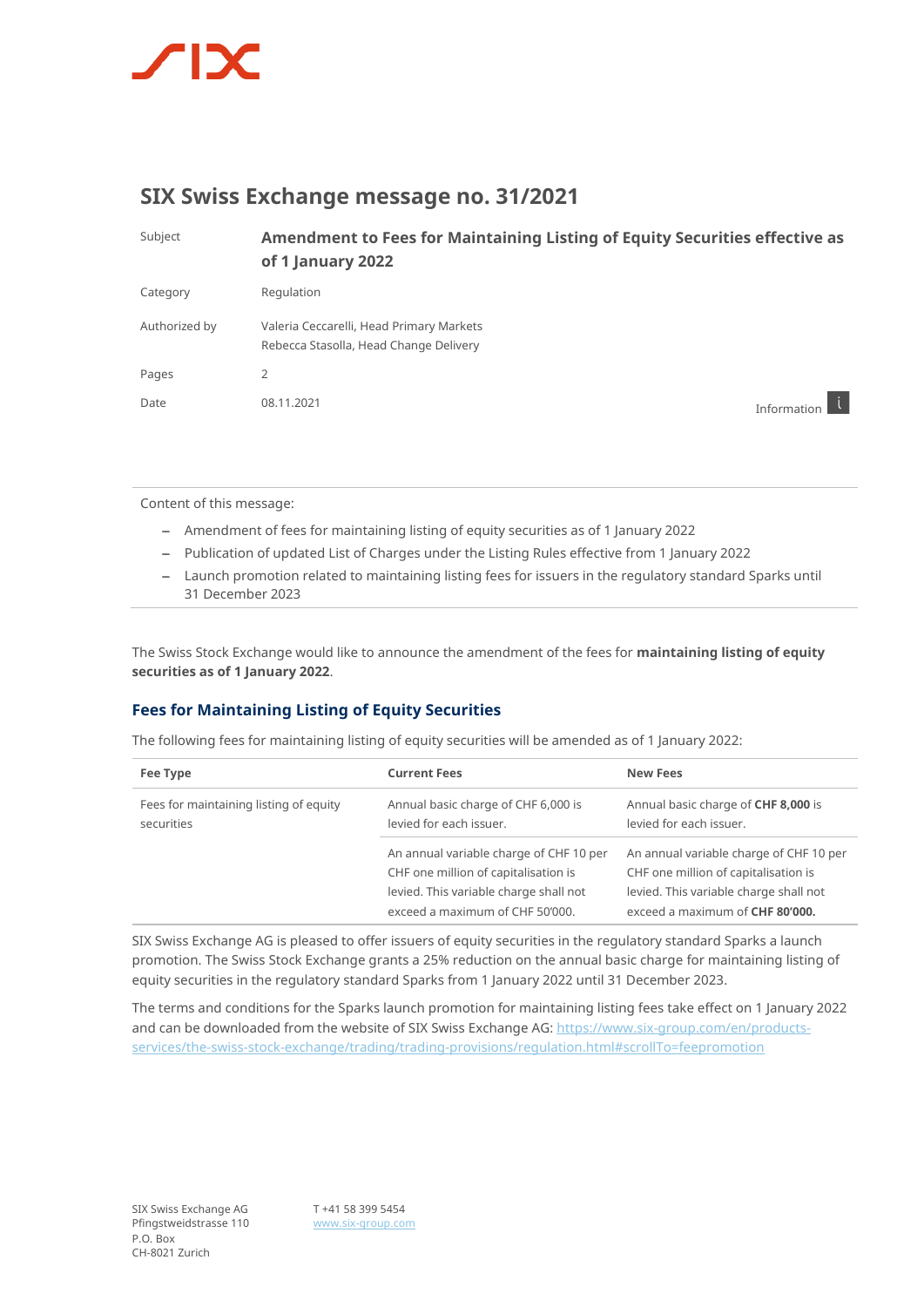# SIX Swiss Exchange message no. 31/2021

| | |
|---|---|
| Subject | **Amendment to Fees for Maintaining Listing of Equity Securities effective as of 1 January 2022** |
| Category | Regulation |
| Authorized by | Valeria Ceccarelli, Head Primary Markets<br>Rebecca Stasolla, Head Change Delivery |
| Pages | 2 |
| Date | 08.11.2021 |

Information

Content of this message:

- Amendment of fees for maintaining listing of equity securities as of 1 January 2022
- Publication of updated List of Charges under the Listing Rules effective from 1 January 2022
- Launch promotion related to maintaining listing fees for issuers in the regulatory standard Sparks until 31 December 2023

The Swiss Stock Exchange would like to announce the amendment of the fees for **maintaining listing of equity securities as of 1 January 2022**.

## Fees for Maintaining Listing of Equity Securities

The following fees for maintaining listing of equity securities will be amended as of 1 January 2022:

| Fee Type | Current Fees | New Fees |
|---|---|---|
| Fees for maintaining listing of equity securities | Annual basic charge of CHF 6,000 is levied for each issuer. | Annual basic charge of **CHF 8,000** is levied for each issuer. |
| | An annual variable charge of CHF 10 per CHF one million of capitalisation is levied. This variable charge shall not exceed a maximum of CHF 50'000. | An annual variable charge of CHF 10 per CHF one million of capitalisation is levied. This variable charge shall not exceed a maximum of **CHF 80'000.** |

SIX Swiss Exchange AG is pleased to offer issuers of equity securities in the regulatory standard Sparks a launch promotion. The Swiss Stock Exchange grants a 25% reduction on the annual basic charge for maintaining listing of equity securities in the regulatory standard Sparks from 1 January 2022 until 31 December 2023.

The terms and conditions for the Sparks launch promotion for maintaining listing fees take effect on 1 January 2022 and can be downloaded from the website of SIX Swiss Exchange AG: https://www.six-group.com/en/products-services/the-swiss-stock-exchange/trading/trading-provisions/regulation.html#scrollTo=feepromotion

SIX Swiss Exchange AG
Pfingstweidstrasse 110
P.O. Box
CH-8021 Zurich

T +41 58 399 5454
www.six-group.com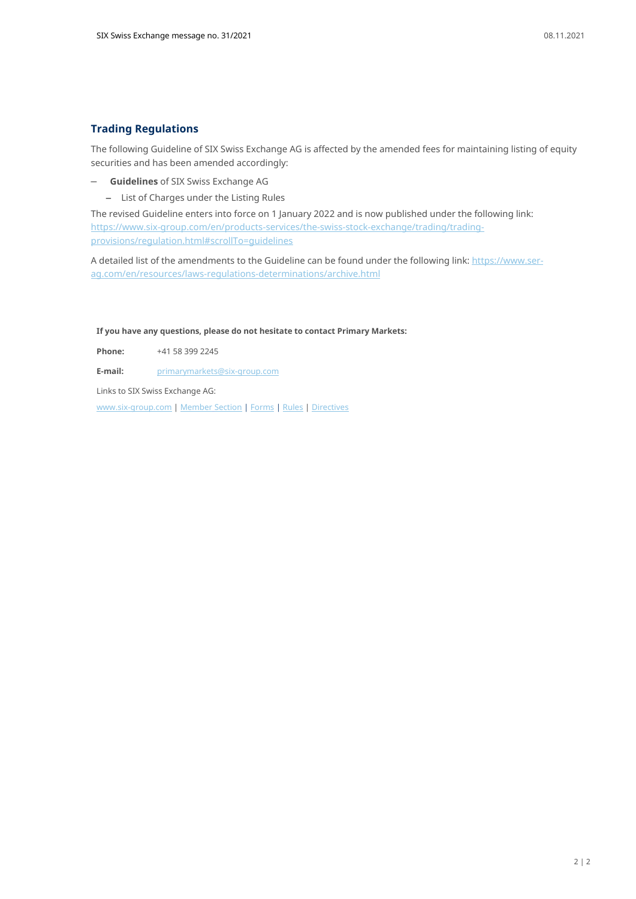## Trading Regulations

The following Guideline of SIX Swiss Exchange AG is affected by the amended fees for maintaining listing of equity securities and has been amended accordingly:

- **Guidelines** of SIX Swiss Exchange AG
  - List of Charges under the Listing Rules

The revised Guideline enters into force on 1 January 2022 and is now published under the following link: https://www.six-group.com/en/products-services/the-swiss-stock-exchange/trading/trading-provisions/regulation.html#scrollTo=guidelines

A detailed list of the amendments to the Guideline can be found under the following link: https://www.ser-ag.com/en/resources/laws-regulations-determinations/archive.html

**If you have any questions, please do not hesitate to contact Primary Markets:**

**Phone:** +41 58 399 2245

**E-mail:** primarymarkets@six-group.com

Links to SIX Swiss Exchange AG:

www.six-group.com | Member Section | Forms | Rules | Directives